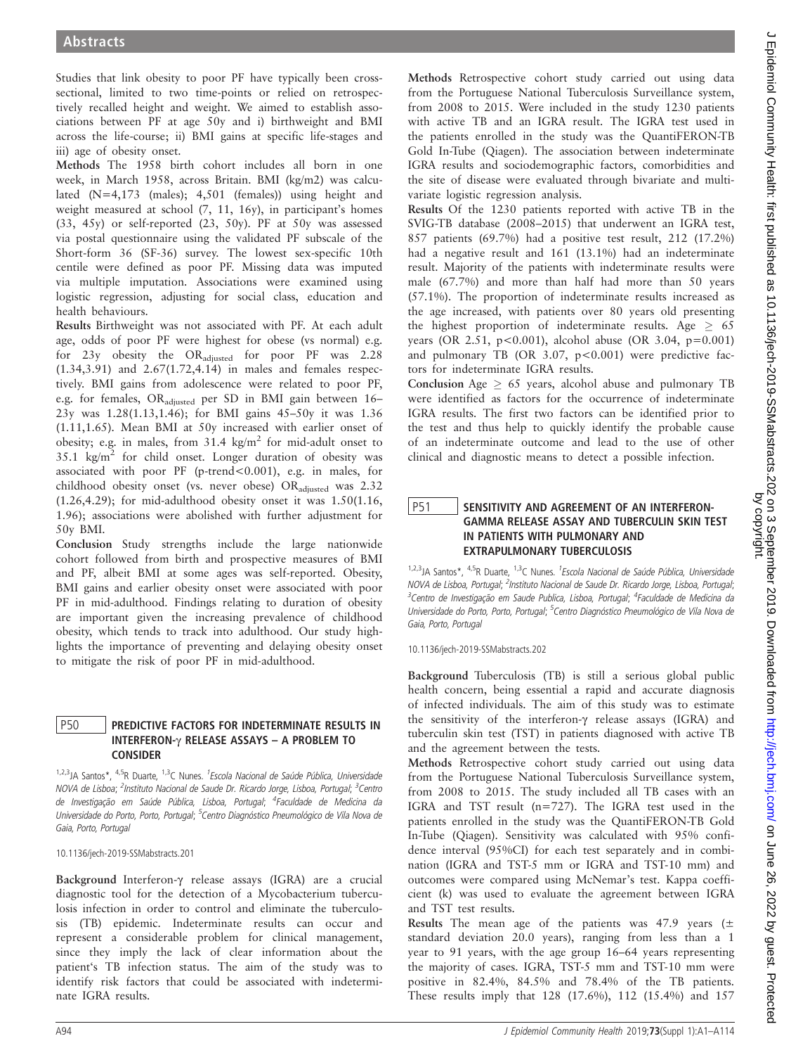Studies that link obesity to poor PF have typically been cross-sectional, limited to two time-points or relied on retrospectively recalled height and weight. We aimed to establish associations between PF at age 50y and i) birthweight and BMI across the life-course; ii) BMI gains at specific life-stages and iii) age of obesity onset.

**Methods** The 1958 birth cohort includes all born in one week, in March 1958, across Britain. BMI (kg/m2) was calculated (N=4,173 (males); 4,501 (females)) using height and weight measured at school (7, 11, 16y), in participant's homes (33, 45y) or self-reported (23, 50y). PF at 50y was assessed via postal questionnaire using the validated PF subscale of the Short-form 36 (SF-36) survey. The lowest sex-specific 10th centile were defined as poor PF. Missing data was imputed via multiple imputation. Associations were examined using logistic regression, adjusting for social class, education and health behaviours.

**Results** Birthweight was not associated with PF. At each adult age, odds of poor PF were highest for obese (vs normal) e.g. for 23y obesity the $OR_{adjusted}$ for poor PF was 2.28 (1.34,3.91) and 2.67(1.72,4.14) in males and females respectively. BMI gains from adolescence were related to poor PF, e.g. for females, $OR_{adjusted}$ per SD in BMI gain between 16–23y was 1.28(1.13,1.46); for BMI gains 45–50y it was 1.36 (1.11,1.65). Mean BMI at 50y increased with earlier onset of obesity; e.g. in males, from 31.4 $kg/m^2$ for mid-adult onset to 35.1 $kg/m^2$ for child onset. Longer duration of obesity was associated with poor PF (p-trend<0.001), e.g. in males, for childhood obesity onset (vs. never obese) $OR_{adjusted}$ was 2.32 (1.26,4.29); for mid-adulthood obesity onset it was 1.50(1.16, 1.96); associations were abolished with further adjustment for 50y BMI.

**Conclusion** Study strengths include the large nationwide cohort followed from birth and prospective measures of BMI and PF, albeit BMI at some ages was self-reported. Obesity, BMI gains and earlier obesity onset were associated with poor PF in mid-adulthood. Findings relating to duration of obesity are important given the increasing prevalence of childhood obesity, which tends to track into adulthood. Our study highlights the importance of preventing and delaying obesity onset to mitigate the risk of poor PF in mid-adulthood.

## P50 PREDICTIVE FACTORS FOR INDETERMINATE RESULTS IN INTERFERON-γ RELEASE ASSAYS – A PROBLEM TO CONSIDER

[1,2,3]JA Santos*, [4,5]R Duarte, [1,3]C Nunes. [1]*Escola Nacional de Saúde Pública, Universidade NOVA de Lisboa*; [2]*Instituto Nacional de Saude Dr. Ricardo Jorge, Lisboa, Portugal*; [3]*Centro de Investigação em Saúde Pública, Lisboa, Portugal*; [4]*Faculdade de Medicina da Universidade do Porto, Porto, Portugal*; [5]*Centro Diagnóstico Pneumológico de Vila Nova de Gaia, Porto, Portugal*

10.1136/jech-2019-SSMabstracts.201

**Background** Interferon-γ release assays (IGRA) are a crucial diagnostic tool for the detection of a Mycobacterium tuberculosis infection in order to control and eliminate the tuberculosis (TB) epidemic. Indeterminate results can occur and represent a considerable problem for clinical management, since they imply the lack of clear information about the patient's TB infection status. The aim of the study was to identify risk factors that could be associated with indeterminate IGRA results.

**Methods** Retrospective cohort study carried out using data from the Portuguese National Tuberculosis Surveillance system, from 2008 to 2015. Were included in the study 1230 patients with active TB and an IGRA result. The IGRA test used in the patients enrolled in the study was the QuantiFERON-TB Gold In-Tube (Qiagen). The association between indeterminate IGRA results and sociodemographic factors, comorbidities and the site of disease were evaluated through bivariate and multivariate logistic regression analysis.

**Results** Of the 1230 patients reported with active TB in the SVIG-TB database (2008–2015) that underwent an IGRA test, 857 patients (69.7%) had a positive test result, 212 (17.2%) had a negative result and 161 (13.1%) had an indeterminate result. Majority of the patients with indeterminate results were male (67.7%) and more than half had more than 50 years (57.1%). The proportion of indeterminate results increased as the age increased, with patients over 80 years old presenting the highest proportion of indeterminate results. Age $\geq$ 65 years (OR 2.51, $p<0.001$), alcohol abuse (OR 3.04, $p=0.001$) and pulmonary TB (OR 3.07, $p<0.001$) were predictive factors for indeterminate IGRA results.

**Conclusion** Age $\geq$ 65 years, alcohol abuse and pulmonary TB were identified as factors for the occurrence of indeterminate IGRA results. The first two factors can be identified prior to the test and thus help to quickly identify the probable cause of an indeterminate outcome and lead to the use of other clinical and diagnostic means to detect a possible infection.

## P51 SENSITIVITY AND AGREEMENT OF AN INTERFERON-GAMMA RELEASE ASSAY AND TUBERCULIN SKIN TEST IN PATIENTS WITH PULMONARY AND EXTRAPULMONARY TUBERCULOSIS

[1,2,3]JA Santos*, [4,5]R Duarte, [1,3]C Nunes. [1]*Escola Nacional de Saúde Pública, Universidade NOVA de Lisboa, Portugal*; [2]*Instituto Nacional de Saude Dr. Ricardo Jorge, Lisboa, Portugal*; [3]*Centro de Investigação em Saude Publica, Lisboa, Portugal*; [4]*Faculdade de Medicina da Universidade do Porto, Porto, Portugal*; [5]*Centro Diagnóstico Pneumológico de Vila Nova de Gaia, Porto, Portugal*

10.1136/jech-2019-SSMabstracts.202

**Background** Tuberculosis (TB) is still a serious global public health concern, being essential a rapid and accurate diagnosis of infected individuals. The aim of this study was to estimate the sensitivity of the interferon-γ release assays (IGRA) and tuberculin skin test (TST) in patients diagnosed with active TB and the agreement between the tests.

**Methods** Retrospective cohort study carried out using data from the Portuguese National Tuberculosis Surveillance system, from 2008 to 2015. The study included all TB cases with an IGRA and TST result (n=727). The IGRA test used in the patients enrolled in the study was the QuantiFERON-TB Gold In-Tube (Qiagen). Sensitivity was calculated with 95% confidence interval (95%CI) for each test separately and in combination (IGRA and TST-5 mm or IGRA and TST-10 mm) and outcomes were compared using McNemar's test. Kappa coefficient (k) was used to evaluate the agreement between IGRA and TST test results.

**Results** The mean age of the patients was 47.9 years (± standard deviation 20.0 years), ranging from less than a 1 year to 91 years, with the age group 16–64 years representing the majority of cases. IGRA, TST-5 mm and TST-10 mm were positive in 82.4%, 84.5% and 78.4% of the TB patients. These results imply that 128 (17.6%), 112 (15.4%) and 157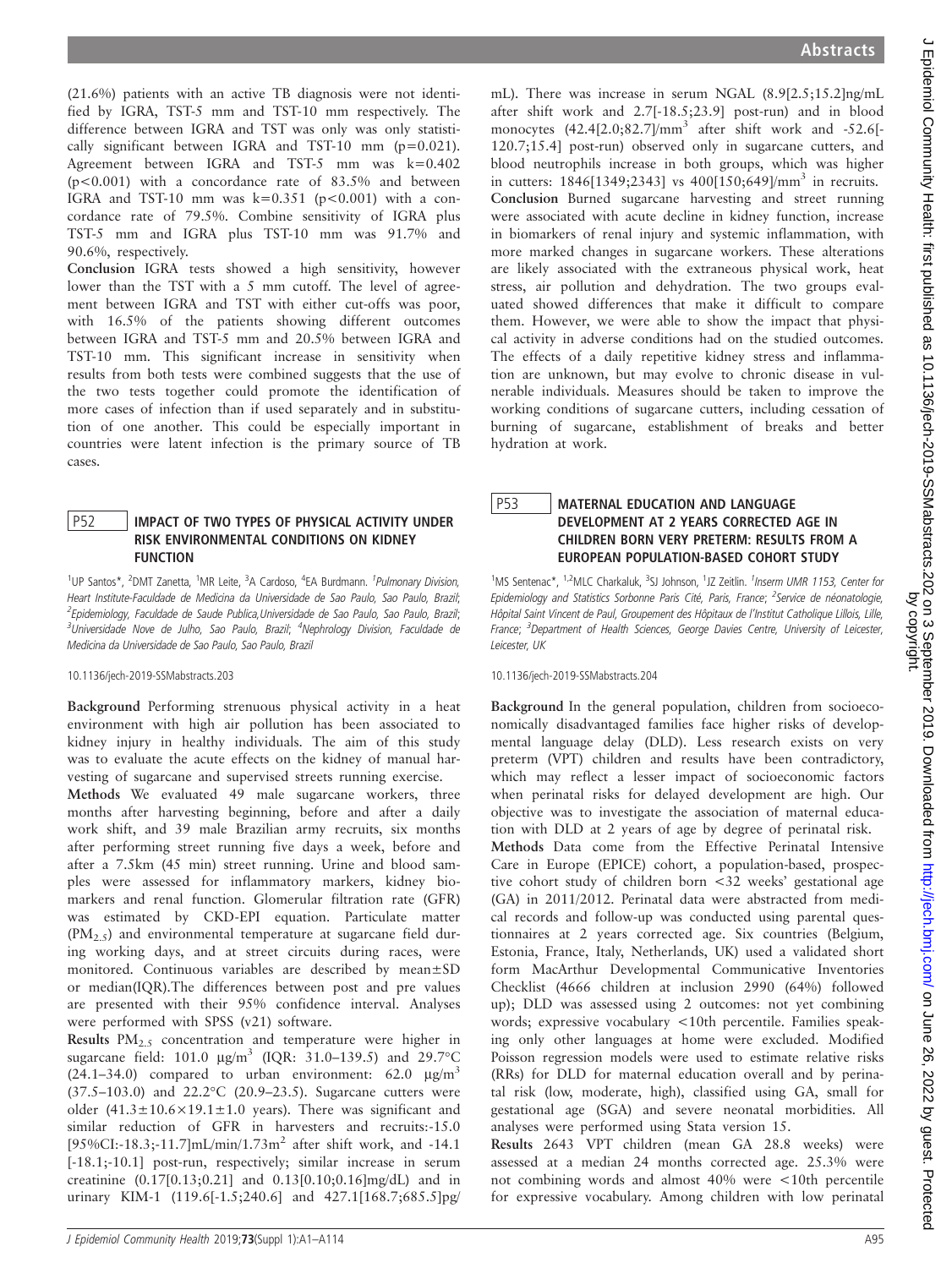(21.6%) patients with an active TB diagnosis were not identified by IGRA, TST-5 mm and TST-10 mm respectively. The difference between IGRA and TST was only was only statistically significant between IGRA and TST-10 mm (p=0.021). Agreement between IGRA and TST-5 mm was k=0.402 (p<0.001) with a concordance rate of 83.5% and between IGRA and TST-10 mm was k=0.351 (p<0.001) with a concordance rate of 79.5%. Combine sensitivity of IGRA plus TST-5 mm and IGRA plus TST-10 mm was 91.7% and 90.6%, respectively.

**Conclusion** IGRA tests showed a high sensitivity, however lower than the TST with a 5 mm cutoff. The level of agreement between IGRA and TST with either cut-offs was poor, with 16.5% of the patients showing different outcomes between IGRA and TST-5 mm and 20.5% between IGRA and TST-10 mm. This significant increase in sensitivity when results from both tests were combined suggests that the use of the two tests together could promote the identification of more cases of infection than if used separately and in substitution of one another. This could be especially important in countries were latent infection is the primary source of TB cases.

## P52 IMPACT OF TWO TYPES OF PHYSICAL ACTIVITY UNDER RISK ENVIRONMENTAL CONDITIONS ON KIDNEY FUNCTION

[1]UP Santos*, [2]DMT Zanetta, [1]MR Leite, [3]A Cardoso, [4]EA Burdmann. [1]*Pulmonary Division, Heart Institute-Faculdade de Medicina da Universidade de Sao Paulo, Sao Paulo, Brazil*; [2]*Epidemiology, Faculdade de Saude Publica,Universidade de Sao Paulo, Sao Paulo, Brazil*; [3]*Universidade Nove de Julho, Sao Paulo, Brazil*; [4]*Nephrology Division, Faculdade de Medicina da Universidade de Sao Paulo, Sao Paulo, Brazil*

10.1136/jech-2019-SSMabstracts.203

**Background** Performing strenuous physical activity in a heat environment with high air pollution has been associated to kidney injury in healthy individuals. The aim of this study was to evaluate the acute effects on the kidney of manual harvesting of sugarcane and supervised streets running exercise.

**Methods** We evaluated 49 male sugarcane workers, three months after harvesting beginning, before and after a daily work shift, and 39 male Brazilian army recruits, six months after performing street running five days a week, before and after a 7.5km (45 min) street running. Urine and blood samples were assessed for inflammatory markers, kidney biomarkers and renal function. Glomerular filtration rate (GFR) was estimated by CKD-EPI equation. Particulate matter ($PM_{2.5}$) and environmental temperature at sugarcane field during working days, and at street circuits during races, were monitored. Continuous variables are described by mean±SD or median(IQR).The differences between post and pre values are presented with their 95% confidence interval. Analyses were performed with SPSS (v21) software.

**Results** $PM_{2.5}$ concentration and temperature were higher in sugarcane field: 101.0 μg/m$^3$ (IQR: 31.0–139.5) and 29.7°C (24.1–34.0) compared to urban environment: 62.0 μg/m$^3$ (37.5–103.0) and 22.2°C (20.9–23.5). Sugarcane cutters were older (41.3±10.6×19.1±1.0 years). There was significant and similar reduction of GFR in harvesters and recruits:-15.0 [95%CI:-18.3;-11.7]mL/min/1.73m$^2$ after shift work, and -14.1 [-18.1;-10.1] post-run, respectively; similar increase in serum creatinine (0.17[0.13;0.21] and 0.13[0.10;0.16]mg/dL) and in urinary KIM-1 (119.6[-1.5;240.6] and 427.1[168.7;685.5]pg/mL). There was increase in serum NGAL (8.9[2.5;15.2]ng/mL after shift work and 2.7[-18.5;23.9] post-run) and in blood monocytes (42.4[2.0;82.7]/mm$^3$ after shift work and -52.6[-120.7;15.4] post-run) observed only in sugarcane cutters, and blood neutrophils increase in both groups, which was higher in cutters: 1846[1349;2343] vs 400[150;649]/mm$^3$ in recruits.

**Conclusion** Burned sugarcane harvesting and street running were associated with acute decline in kidney function, increase in biomarkers of renal injury and systemic inflammation, with more marked changes in sugarcane workers. These alterations are likely associated with the extraneous physical work, heat stress, air pollution and dehydration. The two groups evaluated showed differences that make it difficult to compare them. However, we were able to show the impact that physical activity in adverse conditions had on the studied outcomes. The effects of a daily repetitive kidney stress and inflammation are unknown, but may evolve to chronic disease in vulnerable individuals. Measures should be taken to improve the working conditions of sugarcane cutters, including cessation of burning of sugarcane, establishment of breaks and better hydration at work.

## P53 MATERNAL EDUCATION AND LANGUAGE DEVELOPMENT AT 2 YEARS CORRECTED AGE IN CHILDREN BORN VERY PRETERM: RESULTS FROM A EUROPEAN POPULATION-BASED COHORT STUDY

[1]MS Sentenac*, [1,2]MLC Charkaluk, [3]SJ Johnson, [1]JZ Zeitlin. [1]*Inserm UMR 1153, Center for Epidemiology and Statistics Sorbonne Paris Cité, Paris, France*; [2]*Service de néonatologie, Hôpital Saint Vincent de Paul, Groupement des Hôpitaux de l'Institut Catholique Lillois, Lille, France*; [3]*Department of Health Sciences, George Davies Centre, University of Leicester, Leicester, UK*

10.1136/jech-2019-SSMabstracts.204

**Background** In the general population, children from socioeconomically disadvantaged families face higher risks of developmental language delay (DLD). Less research exists on very preterm (VPT) children and results have been contradictory, which may reflect a lesser impact of socioeconomic factors when perinatal risks for delayed development are high. Our objective was to investigate the association of maternal education with DLD at 2 years of age by degree of perinatal risk.

**Methods** Data come from the Effective Perinatal Intensive Care in Europe (EPICE) cohort, a population-based, prospective cohort study of children born <32 weeks' gestational age (GA) in 2011/2012. Perinatal data were abstracted from medical records and follow-up was conducted using parental questionnaires at 2 years corrected age. Six countries (Belgium, Estonia, France, Italy, Netherlands, UK) used a validated short form MacArthur Developmental Communicative Inventories Checklist (4666 children at inclusion 2990 (64%) followed up); DLD was assessed using 2 outcomes: not yet combining words; expressive vocabulary <10th percentile. Families speaking only other languages at home were excluded. Modified Poisson regression models were used to estimate relative risks (RRs) for DLD for maternal education overall and by perinatal risk (low, moderate, high), classified using GA, small for gestational age (SGA) and severe neonatal morbidities. All analyses were performed using Stata version 15.

**Results** 2643 VPT children (mean GA 28.8 weeks) were assessed at a median 24 months corrected age. 25.3% were not combining words and almost 40% were <10th percentile for expressive vocabulary. Among children with low perinatal